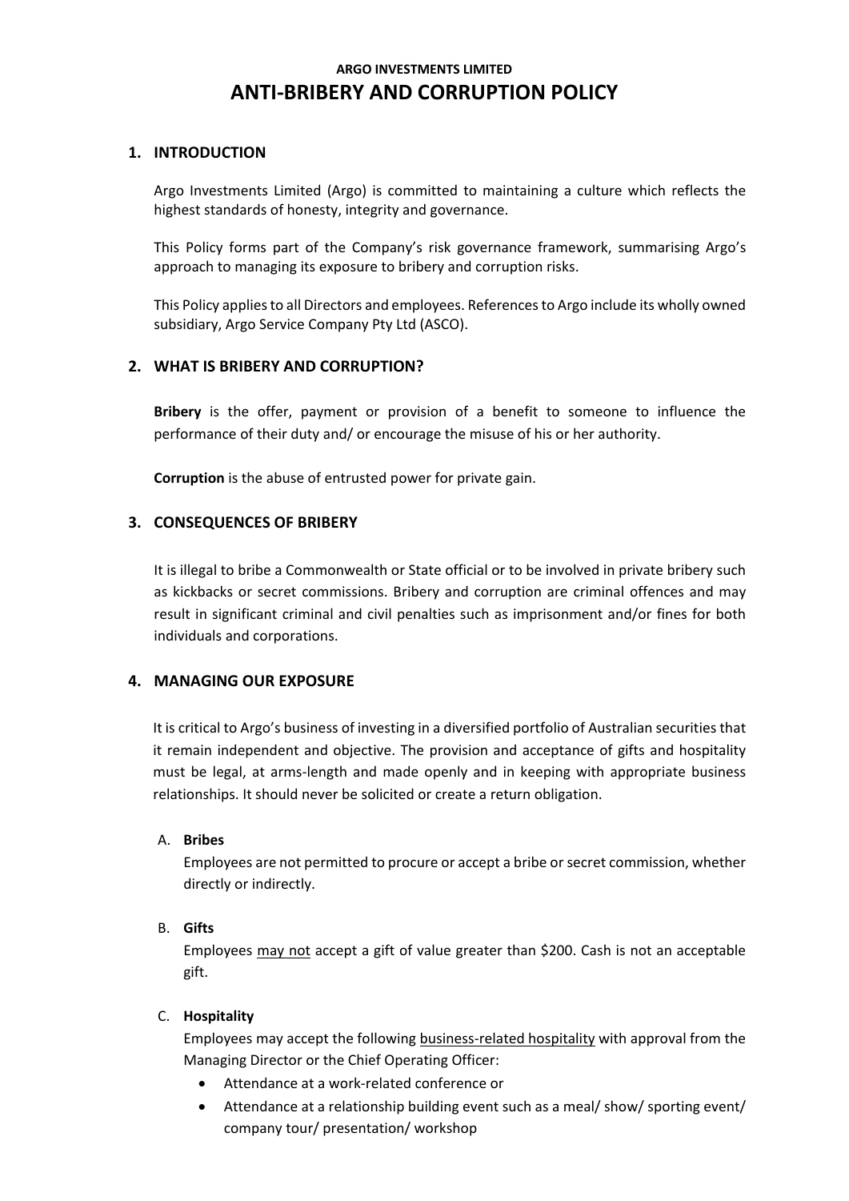**ARGO INVESTMENTS LIMITED**

# ANTI-BRIBERY AND CORRUPTION POLICY

## 1. INTRODUCTION

Argo Investments Limited (Argo) is committed to maintaining a culture which reflects the highest standards of honesty, integrity and governance.

This Policy forms part of the Company's risk governance framework, summarising Argo's approach to managing its exposure to bribery and corruption risks.

This Policy applies to all Directors and employees. References to Argo include its wholly owned subsidiary, Argo Service Company Pty Ltd (ASCO).

## 2. WHAT IS BRIBERY AND CORRUPTION?

**Bribery** is the offer, payment or provision of a benefit to someone to influence the performance of their duty and/ or encourage the misuse of his or her authority.

**Corruption** is the abuse of entrusted power for private gain.

## 3. CONSEQUENCES OF BRIBERY

It is illegal to bribe a Commonwealth or State official or to be involved in private bribery such as kickbacks or secret commissions. Bribery and corruption are criminal offences and may result in significant criminal and civil penalties such as imprisonment and/or fines for both individuals and corporations.

## 4. MANAGING OUR EXPOSURE

It is critical to Argo's business of investing in a diversified portfolio of Australian securities that it remain independent and objective. The provision and acceptance of gifts and hospitality must be legal, at arms-length and made openly and in keeping with appropriate business relationships. It should never be solicited or create a return obligation.

A. **Bribes**

Employees are not permitted to procure or accept a bribe or secret commission, whether directly or indirectly.

B. **Gifts**

Employees <u>may not</u> accept a gift of value greater than $200. Cash is not an acceptable gift.

C. **Hospitality**

Employees may accept the following <u>business-related hospitality</u> with approval from the Managing Director or the Chief Operating Officer:

- Attendance at a work-related conference or
- Attendance at a relationship building event such as a meal/ show/ sporting event/ company tour/ presentation/ workshop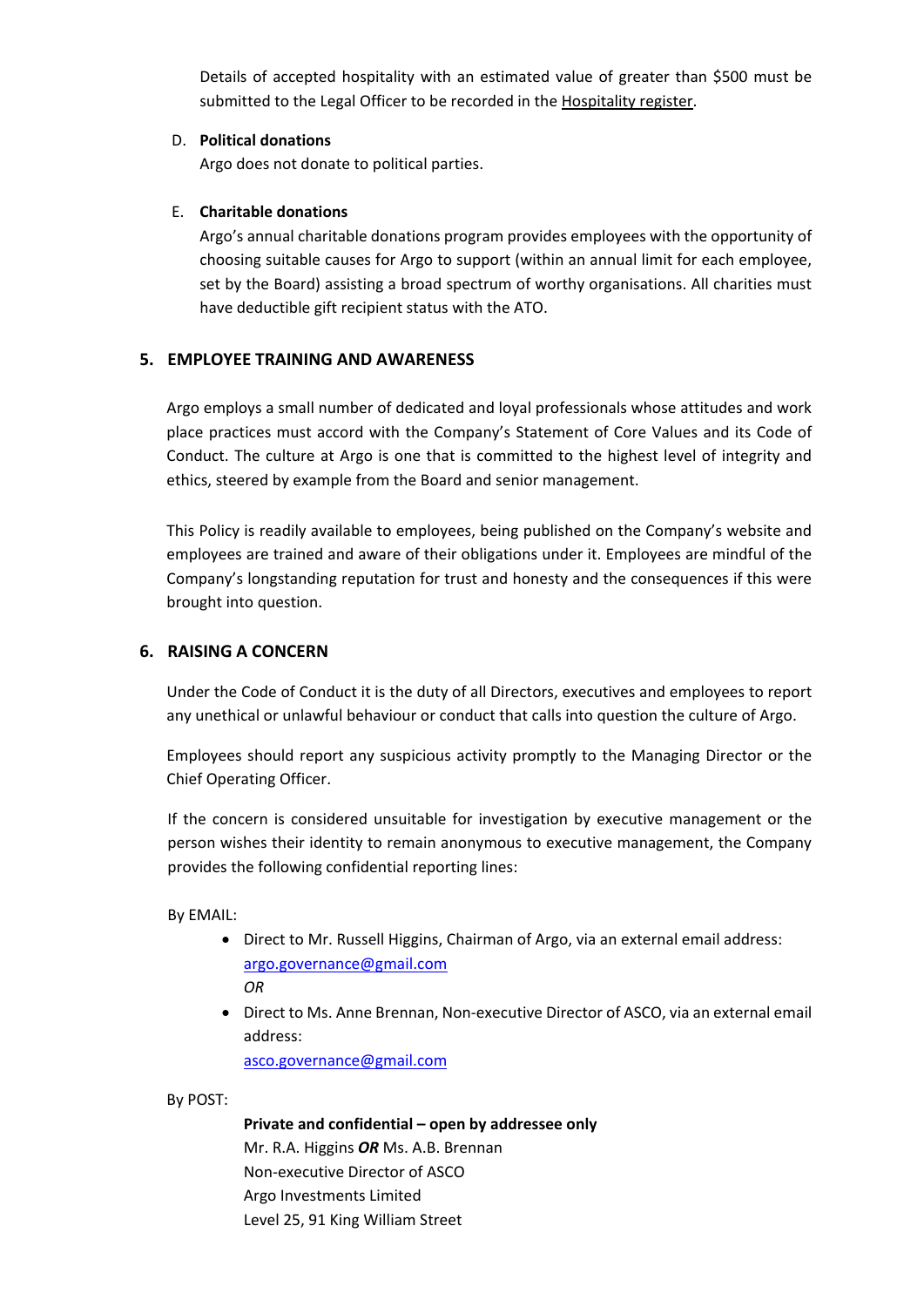Details of accepted hospitality with an estimated value of greater than $500 must be submitted to the Legal Officer to be recorded in the Hospitality register.

D. **Political donations**

Argo does not donate to political parties.

E. **Charitable donations**

Argo's annual charitable donations program provides employees with the opportunity of choosing suitable causes for Argo to support (within an annual limit for each employee, set by the Board) assisting a broad spectrum of worthy organisations. All charities must have deductible gift recipient status with the ATO.

## 5. EMPLOYEE TRAINING AND AWARENESS

Argo employs a small number of dedicated and loyal professionals whose attitudes and work place practices must accord with the Company's Statement of Core Values and its Code of Conduct. The culture at Argo is one that is committed to the highest level of integrity and ethics, steered by example from the Board and senior management.

This Policy is readily available to employees, being published on the Company's website and employees are trained and aware of their obligations under it. Employees are mindful of the Company's longstanding reputation for trust and honesty and the consequences if this were brought into question.

## 6. RAISING A CONCERN

Under the Code of Conduct it is the duty of all Directors, executives and employees to report any unethical or unlawful behaviour or conduct that calls into question the culture of Argo.

Employees should report any suspicious activity promptly to the Managing Director or the Chief Operating Officer.

If the concern is considered unsuitable for investigation by executive management or the person wishes their identity to remain anonymous to executive management, the Company provides the following confidential reporting lines:

By EMAIL:

- Direct to Mr. Russell Higgins, Chairman of Argo, via an external email address: argo.governance@gmail.com
  *OR*
- Direct to Ms. Anne Brennan, Non-executive Director of ASCO, via an external email address:
  asco.governance@gmail.com

By POST:

**Private and confidential – open by addressee only**
Mr. R.A. Higgins ***OR*** Ms. A.B. Brennan
Non-executive Director of ASCO
Argo Investments Limited
Level 25, 91 King William Street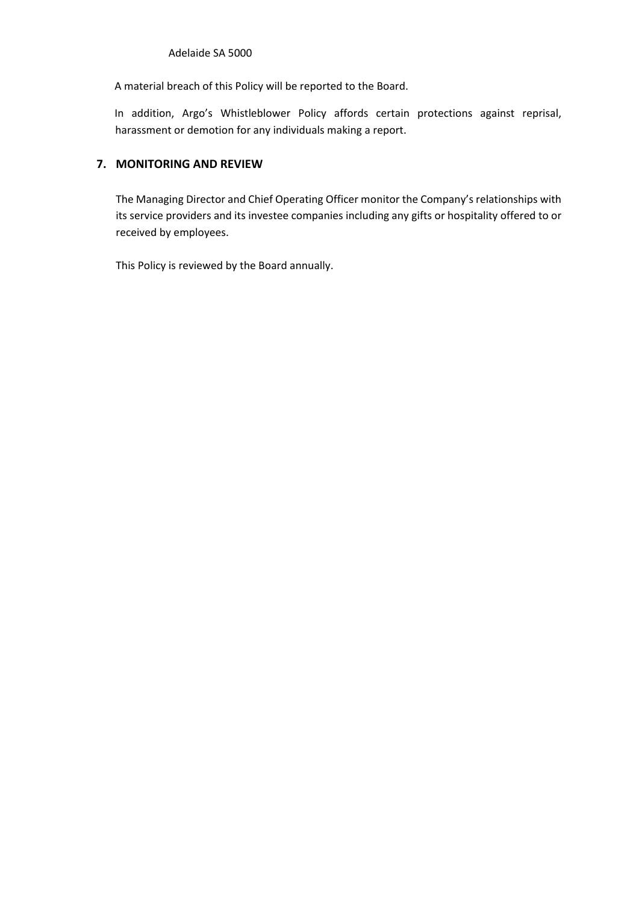Adelaide SA 5000

A material breach of this Policy will be reported to the Board.

In addition, Argo's Whistleblower Policy affords certain protections against reprisal, harassment or demotion for any individuals making a report.

## 7. MONITORING AND REVIEW

The Managing Director and Chief Operating Officer monitor the Company's relationships with its service providers and its investee companies including any gifts or hospitality offered to or received by employees.

This Policy is reviewed by the Board annually.